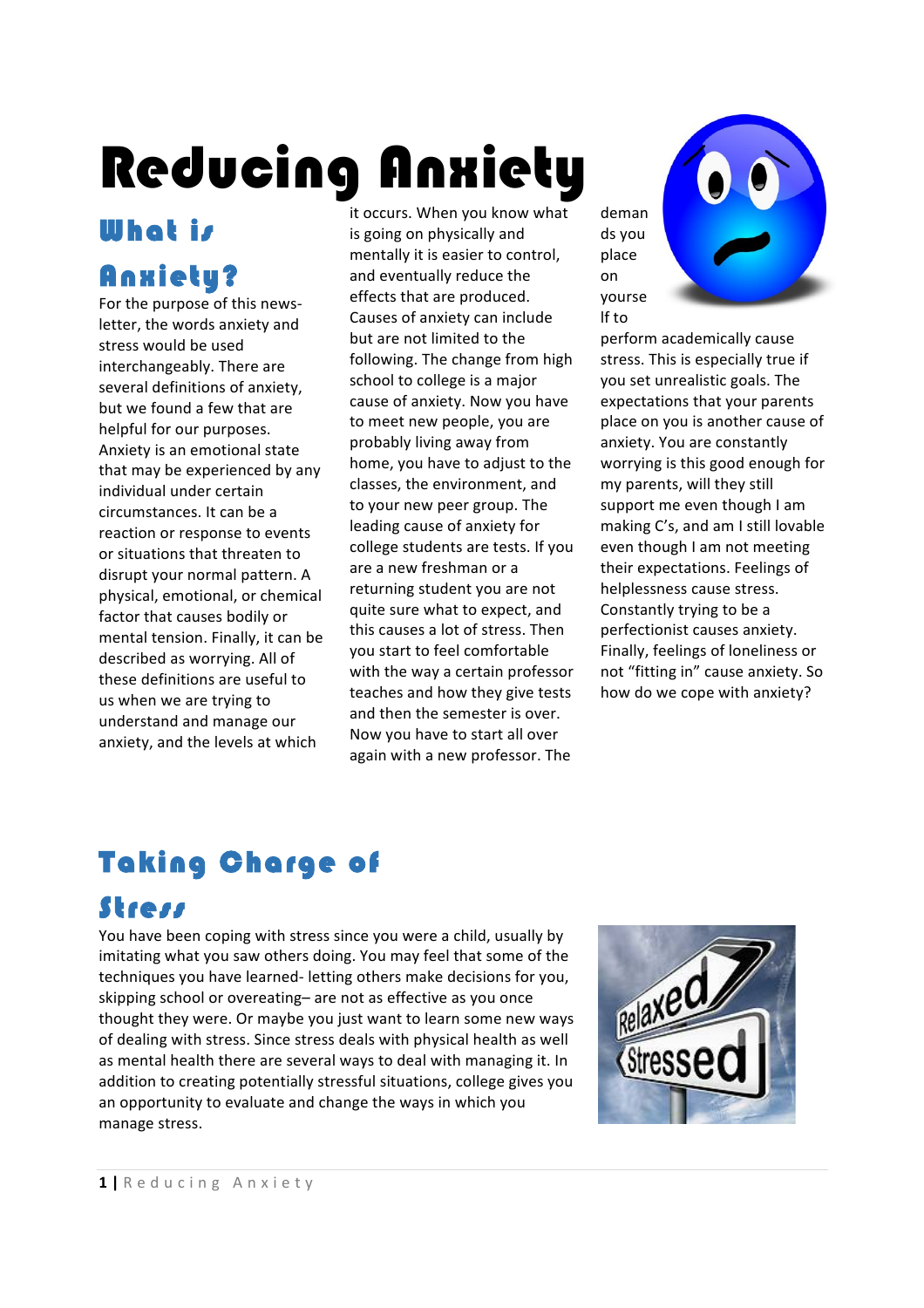# Reducing Anxiety

## What is Anxiety?

For the purpose of this news-letter, the words anxiety and stress would be used interchangeably. There are several definitions of anxiety, but we found a few that are helpful for our purposes. Anxiety is an emotional state that may be experienced by any individual under certain circumstances. It can be a reaction or response to events or situations that threaten to disrupt your normal pattern. A physical, emotional, or chemical factor that causes bodily or mental tension. Finally, it can be described as worrying. All of these definitions are useful to us when we are trying to understand and manage our anxiety, and the levels at which it occurs. When you know what is going on physically and mentally it is easier to control, and eventually reduce the effects that are produced. Causes of anxiety can include but are not limited to the following. The change from high school to college is a major cause of anxiety. Now you have to meet new people, you are probably living away from home, you have to adjust to the classes, the environment, and to your new peer group. The leading cause of anxiety for college students are tests. If you are a new freshman or a returning student you are not quite sure what to expect, and this causes a lot of stress. Then you start to feel comfortable with the way a certain professor teaches and how they give tests and then the semester is over. Now you have to start all over again with a new professor. The demands you place on yourself to perform academically cause stress. This is especially true if you set unrealistic goals. The expectations that your parents place on you is another cause of anxiety. You are constantly worrying is this good enough for my parents, will they still support me even though I am making C's, and am I still lovable even though I am not meeting their expectations. Feelings of helplessness cause stress. Constantly trying to be a perfectionist causes anxiety. Finally, feelings of loneliness or not "fitting in" cause anxiety. So how do we cope with anxiety?

## Taking Charge of Stress

You have been coping with stress since you were a child, usually by imitating what you saw others doing. You may feel that some of the techniques you have learned- letting others make decisions for you, skipping school or overeating– are not as effective as you once thought they were. Or maybe you just want to learn some new ways of dealing with stress. Since stress deals with physical health as well as mental health there are several ways to deal with managing it. In addition to creating potentially stressful situations, college gives you an opportunity to evaluate and change the ways in which you manage stress.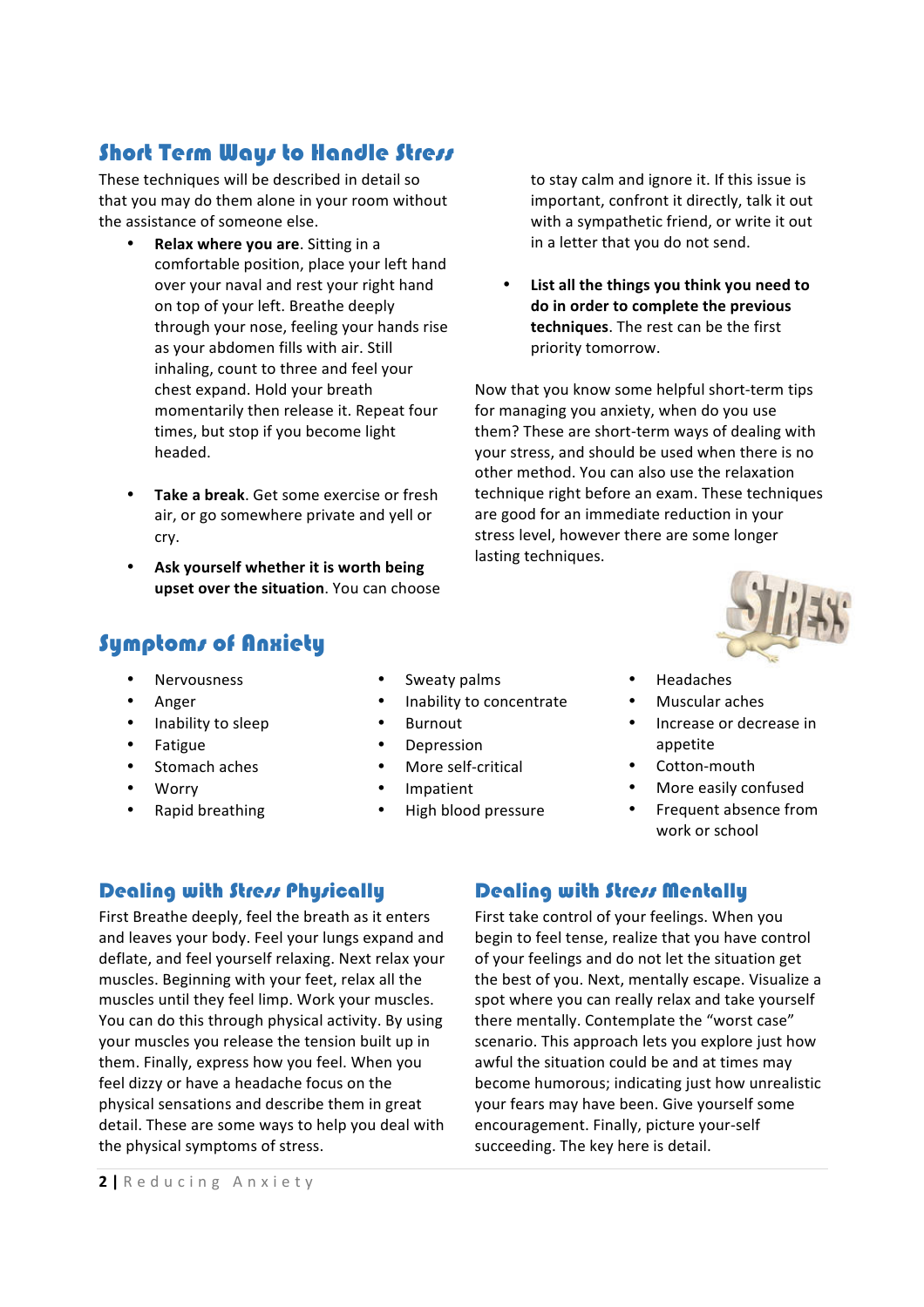## Short Term Ways to Handle Stress

These techniques will be described in detail so that you may do them alone in your room without the assistance of someone else.

- **Relax where you are**. Sitting in a comfortable position, place your left hand over your naval and rest your right hand on top of your left. Breathe deeply through your nose, feeling your hands rise as your abdomen fills with air. Still inhaling, count to three and feel your chest expand. Hold your breath momentarily then release it. Repeat four times, but stop if you become light headed.

- **Take a break**. Get some exercise or fresh air, or go somewhere private and yell or cry.

- **Ask yourself whether it is worth being upset over the situation**. You can choose to stay calm and ignore it. If this issue is important, confront it directly, talk it out with a sympathetic friend, or write it out in a letter that you do not send.

- **List all the things you think you need to do in order to complete the previous techniques**. The rest can be the first priority tomorrow.

Now that you know some helpful short-term tips for managing you anxiety, when do you use them? These are short-term ways of dealing with your stress, and should be used when there is no other method. You can also use the relaxation technique right before an exam. These techniques are good for an immediate reduction in your stress level, however there are some longer lasting techniques.

## Symptoms of Anxiety

- Nervousness
- Anger
- Inability to sleep
- Fatigue
- Stomach aches
- Worry
- Rapid breathing
- Sweaty palms
- Inability to concentrate
- Burnout
- Depression
- More self-critical
- Impatient
- High blood pressure
- Headaches
- Muscular aches
- Increase or decrease in appetite
- Cotton-mouth
- More easily confused
- Frequent absence from work or school

## Dealing with Stress Physically

First Breathe deeply, feel the breath as it enters and leaves your body. Feel your lungs expand and deflate, and feel yourself relaxing. Next relax your muscles. Beginning with your feet, relax all the muscles until they feel limp. Work your muscles. You can do this through physical activity. By using your muscles you release the tension built up in them. Finally, express how you feel. When you feel dizzy or have a headache focus on the physical sensations and describe them in great detail. These are some ways to help you deal with the physical symptoms of stress.

## Dealing with Stress Mentally

First take control of your feelings. When you begin to feel tense, realize that you have control of your feelings and do not let the situation get the best of you. Next, mentally escape. Visualize a spot where you can really relax and take yourself there mentally. Contemplate the "worst case" scenario. This approach lets you explore just how awful the situation could be and at times may become humorous; indicating just how unrealistic your fears may have been. Give yourself some encouragement. Finally, picture your-self succeeding. The key here is detail.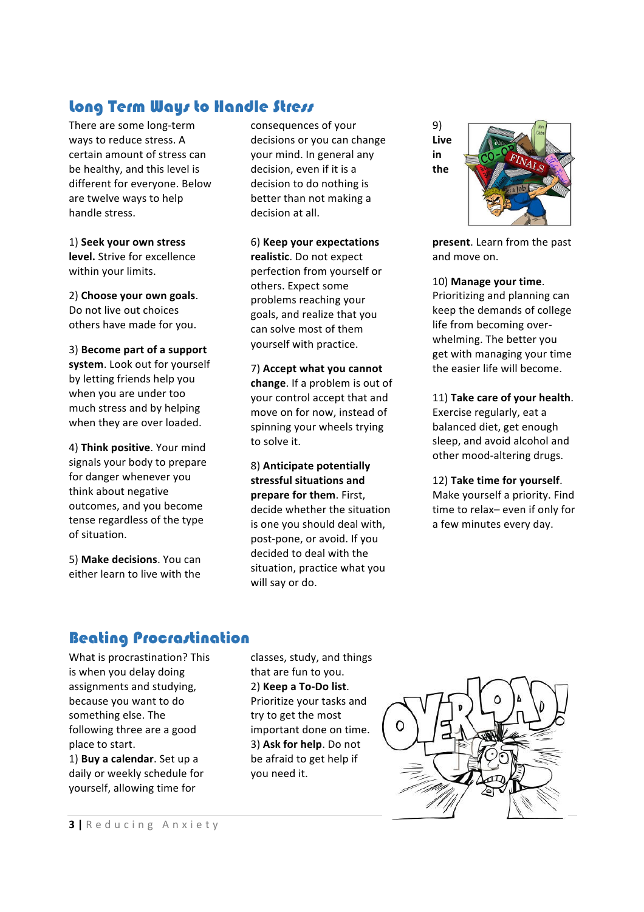## Long Term Ways to Handle Stress

There are some long-term ways to reduce stress. A certain amount of stress can be healthy, and this level is different for everyone. Below are twelve ways to help handle stress.

1) **Seek your own stress level.** Strive for excellence within your limits.

2) **Choose your own goals**. Do not live out choices others have made for you.

3) **Become part of a support system**. Look out for yourself by letting friends help you when you are under too much stress and by helping when they are over loaded.

4) **Think positive**. Your mind signals your body to prepare for danger whenever you think about negative outcomes, and you become tense regardless of the type of situation.

5) **Make decisions**. You can either learn to live with the consequences of your decisions or you can change your mind. In general any decision, even if it is a decision to do nothing is better than not making a decision at all.

6) **Keep your expectations realistic**. Do not expect perfection from yourself or others. Expect some problems reaching your goals, and realize that you can solve most of them yourself with practice.

7) **Accept what you cannot change**. If a problem is out of your control accept that and move on for now, instead of spinning your wheels trying to solve it.

8) **Anticipate potentially stressful situations and prepare for them**. First, decide whether the situation is one you should deal with, post-pone, or avoid. If you decided to deal with the situation, practice what you will say or do.

9) **Live in the present**. Learn from the past and move on.

10) **Manage your time**. Prioritizing and planning can keep the demands of college life from becoming over-whelming. The better you get with managing your time the easier life will become.

11) **Take care of your health**. Exercise regularly, eat a balanced diet, get enough sleep, and avoid alcohol and other mood-altering drugs.

12) **Take time for yourself**. Make yourself a priority. Find time to relax– even if only for a few minutes every day.

## Beating Procrastination

What is procrastination? This is when you delay doing assignments and studying, because you want to do something else. The following three are a good place to start.

1) **Buy a calendar**. Set up a daily or weekly schedule for yourself, allowing time for classes, study, and things that are fun to you.

2) **Keep a To-Do list**. Prioritize your tasks and try to get the most important done on time.

3) **Ask for help**. Do not be afraid to get help if you need it.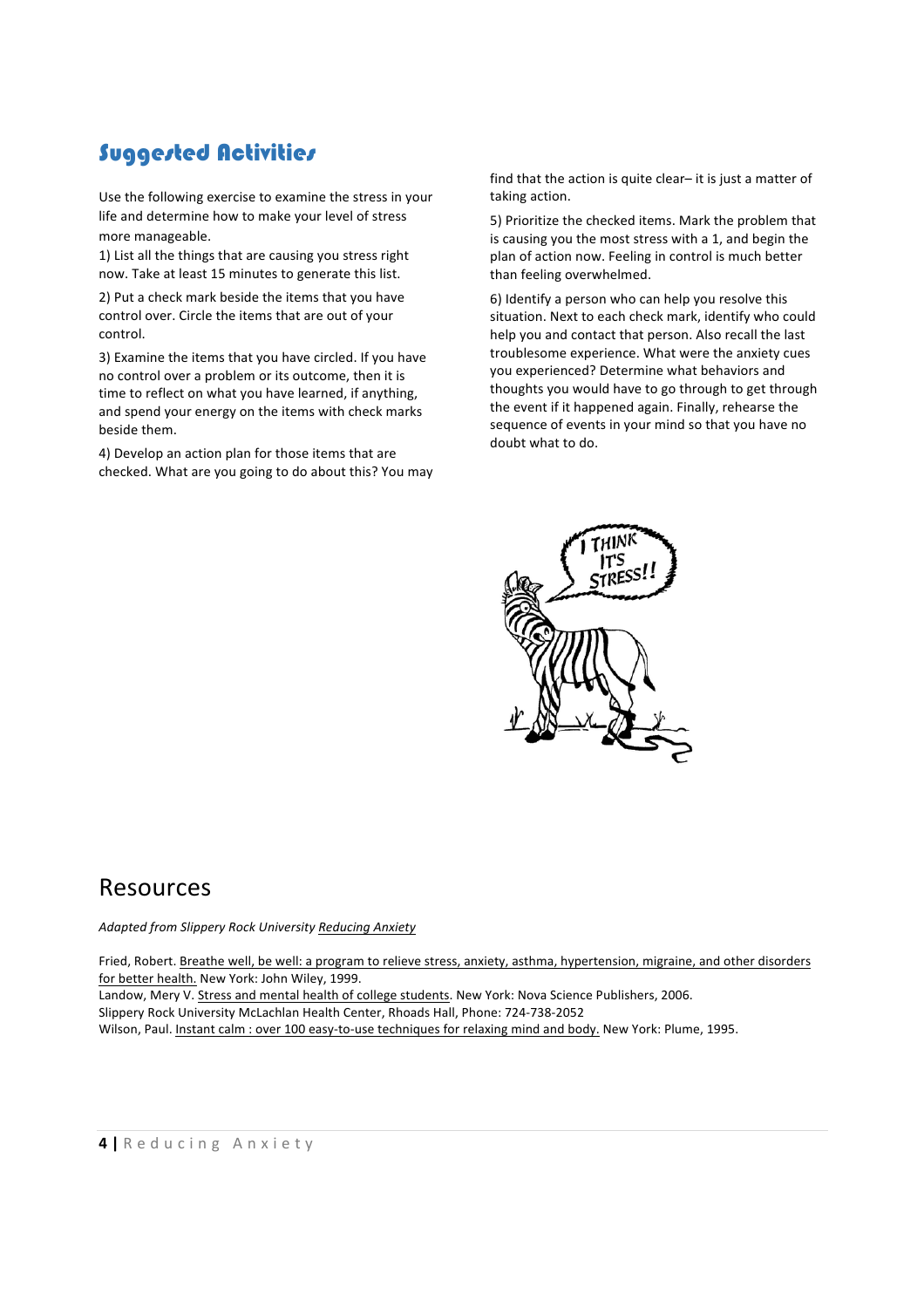## Suggested Activities

Use the following exercise to examine the stress in your life and determine how to make your level of stress more manageable.

1) List all the things that are causing you stress right now. Take at least 15 minutes to generate this list.

2) Put a check mark beside the items that you have control over. Circle the items that are out of your control.

3) Examine the items that you have circled. If you have no control over a problem or its outcome, then it is time to reflect on what you have learned, if anything, and spend your energy on the items with check marks beside them.

4) Develop an action plan for those items that are checked. What are you going to do about this? You may find that the action is quite clear– it is just a matter of taking action.

5) Prioritize the checked items. Mark the problem that is causing you the most stress with a 1, and begin the plan of action now. Feeling in control is much better than feeling overwhelmed.

6) Identify a person who can help you resolve this situation. Next to each check mark, identify who could help you and contact that person. Also recall the last troublesome experience. What were the anxiety cues you experienced? Determine what behaviors and thoughts you would have to go through to get through the event if it happened again. Finally, rehearse the sequence of events in your mind so that you have no doubt what to do.

## Resources

*Adapted from Slippery Rock University Reducing Anxiety*

Fried, Robert. Breathe well, be well: a program to relieve stress, anxiety, asthma, hypertension, migraine, and other disorders for better health. New York: John Wiley, 1999.

Landow, Mery V. Stress and mental health of college students. New York: Nova Science Publishers, 2006.

Slippery Rock University McLachlan Health Center, Rhoads Hall, Phone: 724-738-2052

Wilson, Paul. Instant calm : over 100 easy-to-use techniques for relaxing mind and body. New York: Plume, 1995.